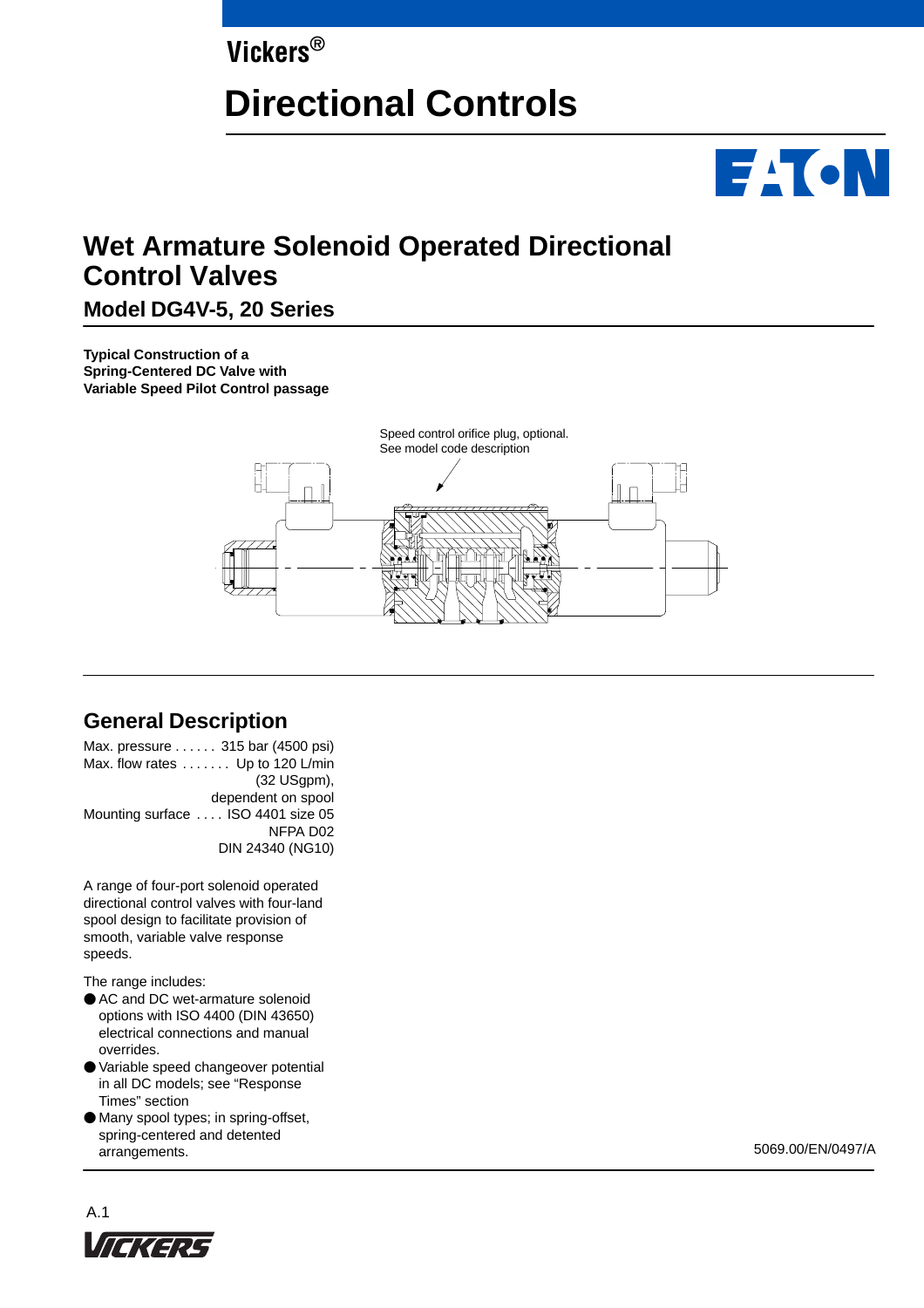Vickers®

# Directional Controls

# Wet Armature Solenoid Operated Directional Control Valves

## Model DG4V-5, 20 Series

**Typical Construction of a Spring-Centered DC Valve with Variable Speed Pilot Control passage**

Speed control orifice plug, optional. See model code description

## General Description

Max. pressure . . . . . . 315 bar (4500 psi)
Max. flow rates . . . . . . . Up to 120 L/min (32 USgpm), dependent on spool
Mounting surface . . . . ISO 4401 size 05 NFPA D02 DIN 24340 (NG10)

A range of four-port solenoid operated directional control valves with four-land spool design to facilitate provision of smooth, variable valve response speeds.

The range includes:

- AC and DC wet-armature solenoid options with ISO 4400 (DIN 43650) electrical connections and manual overrides.
- Variable speed changeover potential in all DC models; see “Response Times” section
- Many spool types; in spring-offset, spring-centered and detented arrangements.

5069.00/EN/0497/A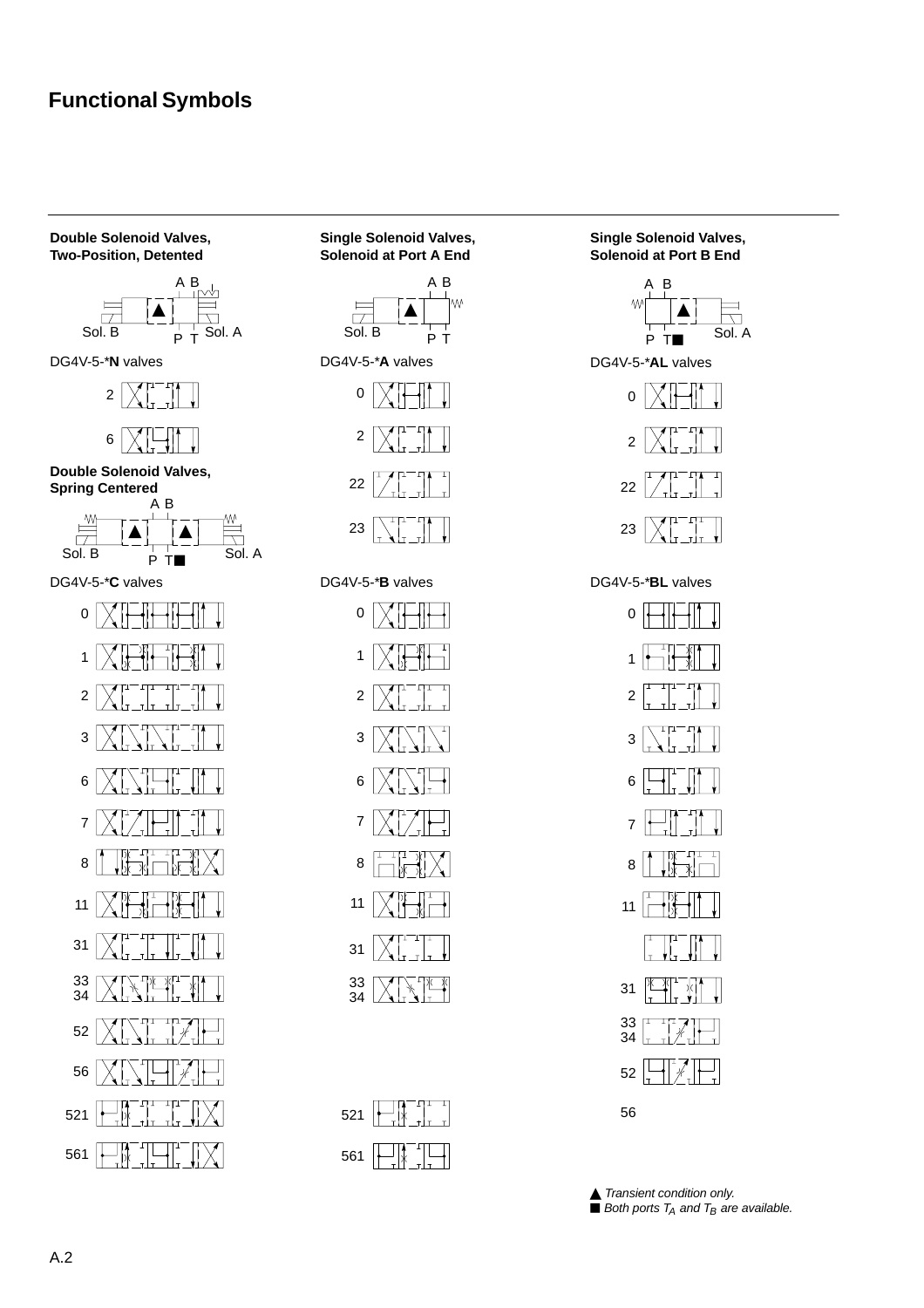# Functional Symbols

**Double Solenoid Valves, Two-Position, Detented**

A B

Sol. B P T Sol. A

DG4V-5-***N** valves

2

6

**Double Solenoid Valves, Spring Centered**

A B

Sol. B P T■ Sol. A

DG4V-5-***C** valves

0

1

2

3

6

7

8

11

31

33
34

52

56

521

561

**Single Solenoid Valves, Solenoid at Port A End**

A B

Sol. B P T

DG4V-5-***A** valves

0

2

22

23

DG4V-5-***B** valves

0

1

2

3

6

7

8

11

31

33
34

521

561

**Single Solenoid Valves, Solenoid at Port B End**

A B

P T■ Sol. A

DG4V-5-***AL** valves

0

2

22

23

DG4V-5-***BL** valves

0

1

2

3

6

7

8

11

31

33
34

52

56

▲ *Transient condition only.*
■ *Both ports $T_A$ and $T_B$ are available.*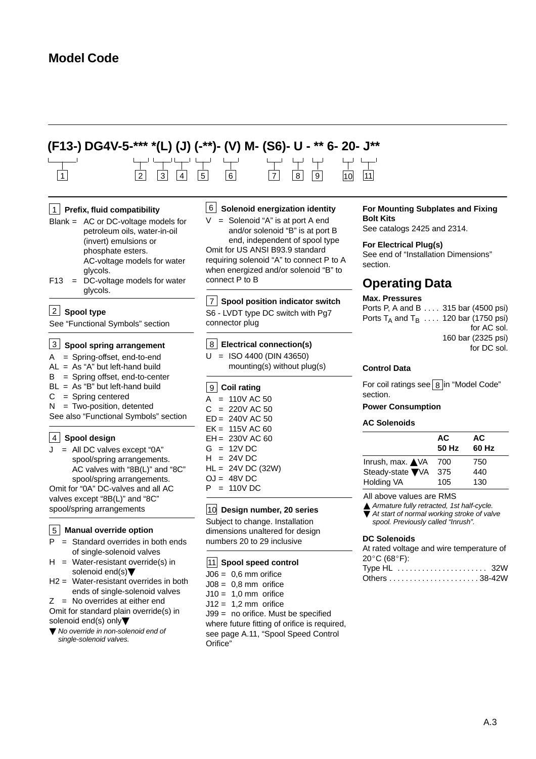## Model Code

**(F13-) DG4V-5-*** *(L) (J) (-**)- (V) M- (S6)- U - ** 6- 20- J****

1 — (F13-); 2 — ***; 3 — *(L); 4 — (J); 5 — (-**); 6 — (V); 7 — (S6); 8 — U; 9 — **; 10 — 20; 11 — J**

**1 Prefix, fluid compatibility**

Blank = AC or DC-voltage models for petroleum oils, water-in-oil (invert) emulsions or phosphate esters. AC-voltage models for water glycols.
F13 = DC-voltage models for water glycols.

**2 Spool type**

See "Functional Symbols" section

**3 Spool spring arrangement**

A = Spring-offset, end-to-end
AL = As "A" but left-hand build
B = Spring offset, end-to-center
BL = As "B" but left-hand build
C = Spring centered
N = Two-position, detented
See also "Functional Symbols" section

**4 Spool design**

J = All DC valves except "0A" spool/spring arrangements. AC valves with "8B(L)" and "8C" spool/spring arrangements.
Omit for "0A" DC-valves and all AC valves except "8B(L)" and "8C" spool/spring arrangements

**5 Manual override option**

P = Standard overrides in both ends of single-solenoid valves
H = Water-resistant override(s) in solenoid end(s)▼
H2 = Water-resistant overrides in both ends of single-solenoid valves
Z = No overrides at either end
Omit for standard plain override(s) in solenoid end(s) only▼

▼ *No override in non-solenoid end of single-solenoid valves.*

**6 Solenoid energization identity**

V = Solenoid "A" is at port A end and/or solenoid "B" is at port B end, independent of spool type
Omit for US ANSI B93.9 standard requiring solenoid "A" to connect P to A when energized and/or solenoid "B" to connect P to B

**7 Spool position indicator switch**

S6 - LVDT type DC switch with Pg7 connector plug

**8 Electrical connection(s)**

U = ISO 4400 (DIN 43650) mounting(s) without plug(s)

**9 Coil rating**

A = 110V AC 50
C = 220V AC 50
ED = 240V AC 50
EK = 115V AC 60
EH = 230V AC 60
G = 12V DC
H = 24V DC
HL = 24V DC (32W)
OJ = 48V DC
P = 110V DC

**10 Design number, 20 series**

Subject to change. Installation dimensions unaltered for design numbers 20 to 29 inclusive

**11 Spool speed control**

J06 = 0,6 mm orifice
J08 = 0,8 mm orifice
J10 = 1,0 mm orifice
J12 = 1,2 mm orifice
J99 = no orifice. Must be specified where future fitting of orifice is required, see page A.11, "Spool Speed Control Orifice"

**For Mounting Subplates and Fixing Bolt Kits**
See catalogs 2425 and 2314.

**For Electrical Plug(s)**
See end of "Installation Dimensions" section.

## Operating Data

**Max. Pressures**

Ports P, A and B .... 315 bar (4500 psi)
Ports $T_A$ and $T_B$ .... 120 bar (1750 psi) for AC sol.
160 bar (2325 psi) for DC sol.

**Control Data**

For coil ratings see 8 in "Model Code" section.

**Power Consumption**

**AC Solenoids**

| | AC 50 Hz | AC 60 Hz |
|---|---|---|
| Inrush, max. ▲VA | 700 | 750 |
| Steady-state ▼VA | 375 | 440 |
| Holding VA | 105 | 130 |

All above values are RMS

▲ *Armature fully retracted, 1st half-cycle.*
▼ *At start of normal working stroke of valve spool. Previously called "Inrush".*

**DC Solenoids**

At rated voltage and wire temperature of 20°C (68°F):
Type HL ...................... 32W
Others ...................... 38-42W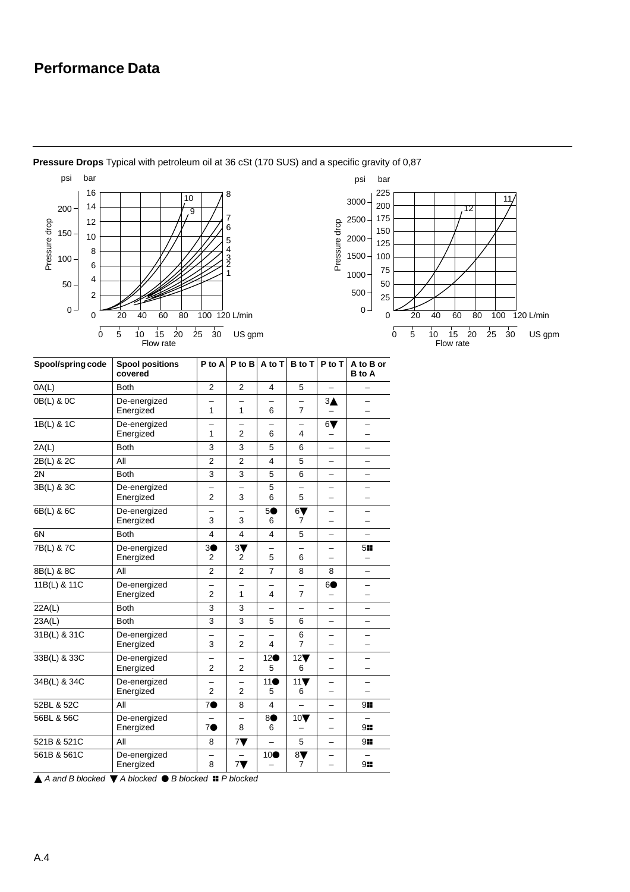# Performance Data

**Pressure Drops** Typical with petroleum oil at 36 cSt (170 SUS) and a specific gravity of 0,87

| Spool/spring code | Spool positions covered | P to A | P to B | A to T | B to T | P to T | A to B or B to A |
|---|---|---|---|---|---|---|---|
| 0A(L) | Both | 2 | 2 | 4 | 5 | – | – |
| 0B(L) & 0C | De-energized<br>Energized | –<br>1 | –<br>1 | –<br>6 | –<br>7 | 3▲<br>– | –<br>– |
| 1B(L) & 1C | De-energized<br>Energized | –<br>1 | –<br>2 | –<br>6 | –<br>4 | 6▼<br>– | –<br>– |
| 2A(L) | Both | 3 | 3 | 5 | 6 | – | – |
| 2B(L) & 2C | All | 2 | 2 | 4 | 5 | – | – |
| 2N | Both | 3 | 3 | 5 | 6 | – | – |
| 3B(L) & 3C | De-energized<br>Energized | –<br>2 | –<br>3 | 5<br>6 | –<br>5 | –<br>– | –<br>– |
| 6B(L) & 6C | De-energized<br>Energized | –<br>3 | –<br>3 | 5●<br>6 | 6▼<br>7 | –<br>– | –<br>– |
| 6N | Both | 4 | 4 | 4 | 5 | – | – |
| 7B(L) & 7C | De-energized<br>Energized | 3●<br>2 | 3▼<br>2 | –<br>5 | –<br>6 | –<br>– | 5∷<br>– |
| 8B(L) & 8C | All | 2 | 2 | 7 | 8 | 8 | – |
| 11B(L) & 11C | De-energized<br>Energized | –<br>2 | –<br>1 | –<br>4 | –<br>7 | 6●<br>– | –<br>– |
| 22A(L) | Both | 3 | 3 | – | – | – | – |
| 23A(L) | Both | 3 | 3 | 5 | 6 | – | – |
| 31B(L) & 31C | De-energized<br>Energized | –<br>3 | –<br>2 | –<br>4 | 6<br>7 | –<br>– | –<br>– |
| 33B(L) & 33C | De-energized<br>Energized | –<br>2 | –<br>2 | 12●<br>5 | 12▼<br>6 | –<br>– | –<br>– |
| 34B(L) & 34C | De-energized<br>Energized | –<br>2 | –<br>2 | 11●<br>5 | 11▼<br>6 | –<br>– | –<br>– |
| 52BL & 52C | All | 7● | 8 | 4 | – | – | 9∷ |
| 56BL & 56C | De-energized<br>Energized | –<br>7● | –<br>8 | 8●<br>6 | 10▼<br>– | –<br>– | –<br>9∷ |
| 521B & 521C | All | 8 | 7▼ | – | 5 | – | 9∷ |
| 561B & 561C | De-energized<br>Energized | –<br>8 | –<br>7▼ | 10●<br>– | 8▼<br>7 | –<br>– | –<br>9∷ |

*▲ A and B blocked ▼ A blocked ● B blocked ∷ P blocked*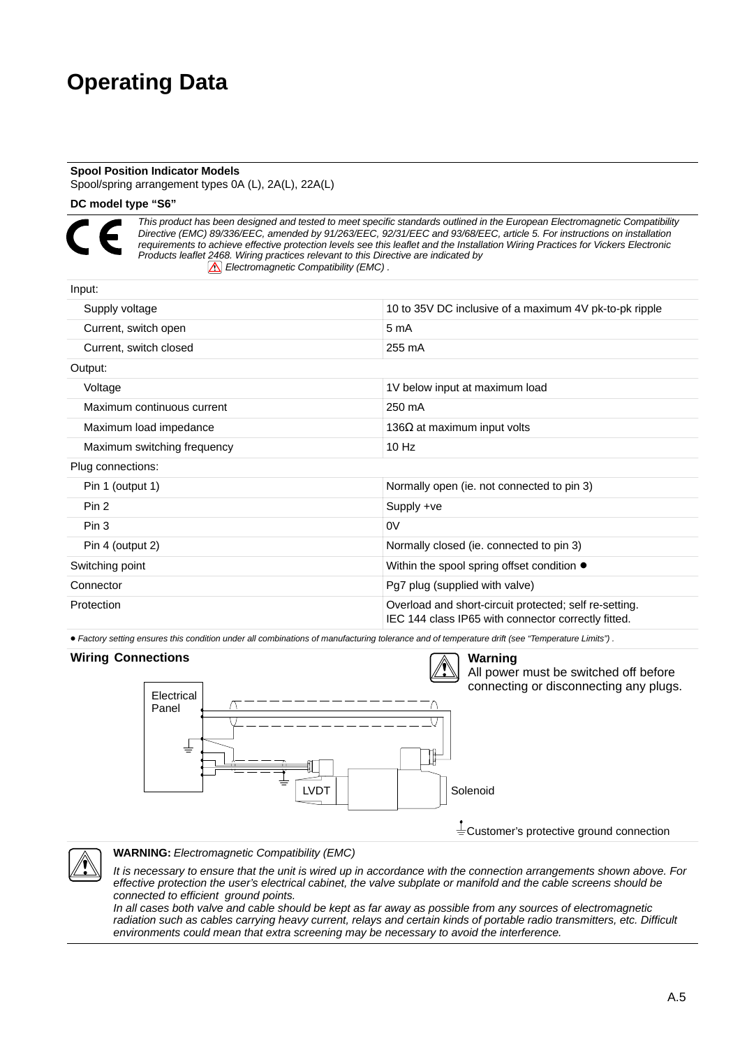# Operating Data

**Spool Position Indicator Models**
Spool/spring arrangement types 0A (L), 2A(L), 22A(L)

**DC model type "S6"**

*This product has been designed and tested to meet specific standards outlined in the European Electromagnetic Compatibility Directive (EMC) 89/336/EEC, amended by 91/263/EEC, 92/31/EEC and 93/68/EEC, article 5. For instructions on installation requirements to achieve effective protection levels see this leaflet and the Installation Wiring Practices for Vickers Electronic Products leaflet 2468. Wiring practices relevant to this Directive are indicated by ⚠ Electromagnetic Compatibility (EMC) .*

| | |
|---|---|
| Input: | |
| Supply voltage | 10 to 35V DC inclusive of a maximum 4V pk-to-pk ripple |
| Current, switch open | 5 mA |
| Current, switch closed | 255 mA |
| Output: | |
| Voltage | 1V below input at maximum load |
| Maximum continuous current | 250 mA |
| Maximum load impedance | 136Ω at maximum input volts |
| Maximum switching frequency | 10 Hz |
| Plug connections: | |
| Pin 1 (output 1) | Normally open (ie. not connected to pin 3) |
| Pin 2 | Supply +ve |
| Pin 3 | 0V |
| Pin 4 (output 2) | Normally closed (ie. connected to pin 3) |
| Switching point | Within the spool spring offset condition ● |
| Connector | Pg7 plug (supplied with valve) |
| Protection | Overload and short-circuit protected; self re-setting. IEC 144 class IP65 with connector correctly fitted. |

● *Factory setting ensures this condition under all combinations of manufacturing tolerance and of temperature drift (see "Temperature Limits") .*

## Wiring Connections

**Warning**
All power must be switched off before connecting or disconnecting any plugs.

Electrical Panel

LVDT

Solenoid

⏚ Customer's protective ground connection

**WARNING:** *Electromagnetic Compatibility (EMC)*

*It is necessary to ensure that the unit is wired up in accordance with the connection arrangements shown above. For effective protection the user's electrical cabinet, the valve subplate or manifold and the cable screens should be connected to efficient ground points.*
*In all cases both valve and cable should be kept as far away as possible from any sources of electromagnetic radiation such as cables carrying heavy current, relays and certain kinds of portable radio transmitters, etc. Difficult environments could mean that extra screening may be necessary to avoid the interference.*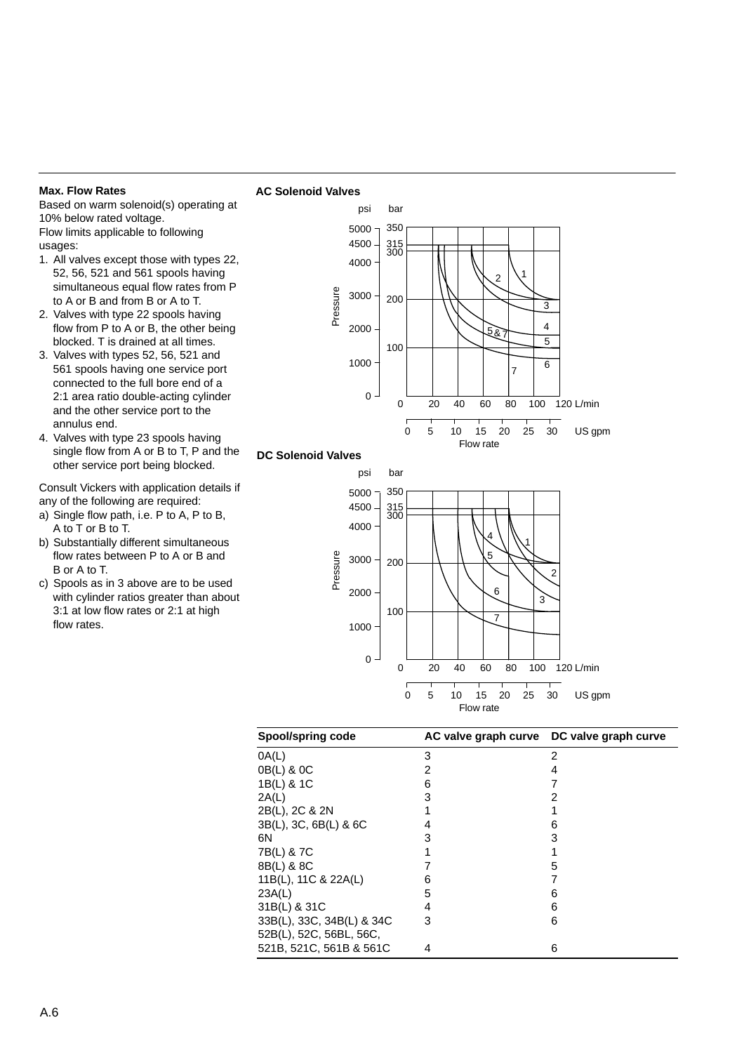**Max. Flow Rates**

Based on warm solenoid(s) operating at 10% below rated voltage.

Flow limits applicable to following usages:

1. All valves except those with types 22, 52, 56, 521 and 561 spools having simultaneous equal flow rates from P to A or B and from B or A to T.
2. Valves with type 22 spools having flow from P to A or B, the other being blocked. T is drained at all times.
3. Valves with types 52, 56, 521 and 561 spools having one service port connected to the full bore end of a 2:1 area ratio double-acting cylinder and the other service port to the annulus end.
4. Valves with type 23 spools having single flow from A or B to T, P and the other service port being blocked.

Consult Vickers with application details if any of the following are required:

a) Single flow path, i.e. P to A, P to B, A to T or B to T.

b) Substantially different simultaneous flow rates between P to A or B and B or A to T.

c) Spools as in 3 above are to be used with cylinder ratios greater than about 3:1 at low flow rates or 2:1 at high flow rates.

**AC Solenoid Valves**

**DC Solenoid Valves**

| Spool/spring code | AC valve graph curve | DC valve graph curve |
|---|---|---|
| 0A(L) | 3 | 2 |
| 0B(L) & 0C | 2 | 4 |
| 1B(L) & 1C | 6 | 7 |
| 2A(L) | 3 | 2 |
| 2B(L), 2C & 2N | 1 | 1 |
| 3B(L), 3C, 6B(L) & 6C | 4 | 6 |
| 6N | 3 | 3 |
| 7B(L) & 7C | 1 | 1 |
| 8B(L) & 8C | 7 | 5 |
| 11B(L), 11C & 22A(L) | 6 | 7 |
| 23A(L) | 5 | 6 |
| 31B(L) & 31C | 4 | 6 |
| 33B(L), 33C, 34B(L) & 34C | 3 | 6 |
| 52B(L), 52C, 56BL, 56C, 521B, 521C, 561B & 561C | 4 | 6 |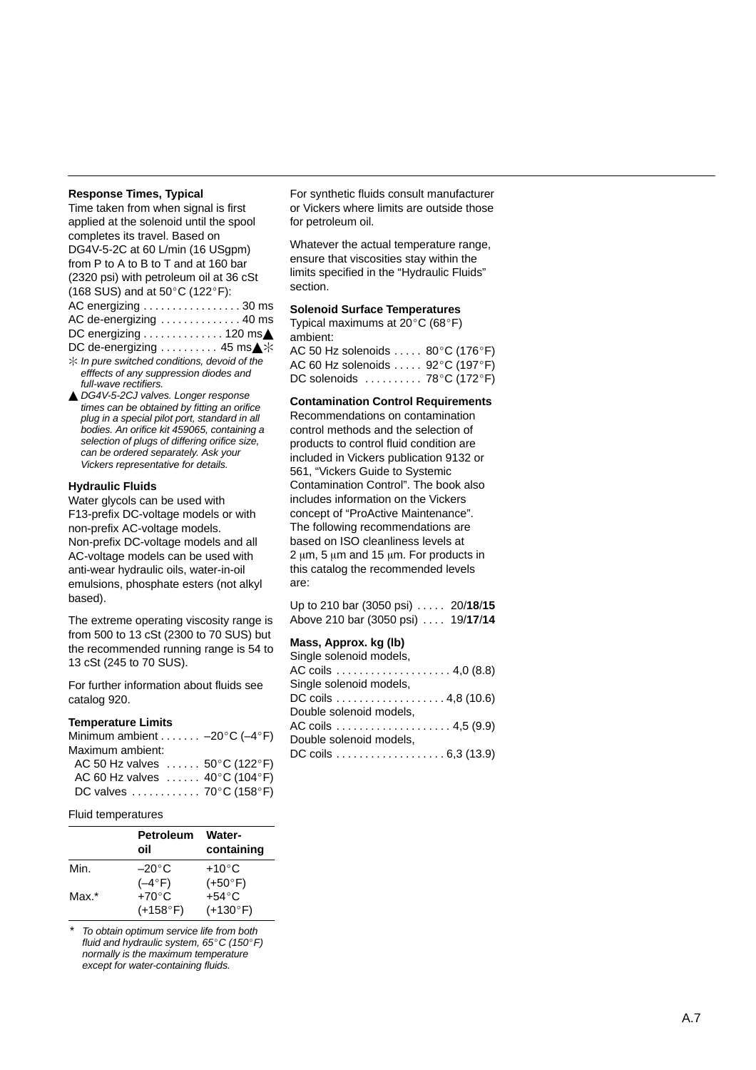### Response Times, Typical

Time taken from when signal is first applied at the solenoid until the spool completes its travel. Based on DG4V-5-2C at 60 L/min (16 USgpm) from P to A to B to T and at 160 bar (2320 psi) with petroleum oil at 36 cSt (168 SUS) and at 50°C (122°F):

AC energizing . . . . . . . . . . . . . . . . . 30 ms
AC de-energizing . . . . . . . . . . . . . . 40 ms
DC energizing . . . . . . . . . . . . . . 120 ms▲
DC de-energizing . . . . . . . . . . 45 ms▲✳

✳ *In pure switched conditions, devoid of the efffects of any suppression diodes and full-wave rectifiers.*

▲ *DG4V-5-2CJ valves. Longer response times can be obtained by fitting an orifice plug in a special pilot port, standard in all bodies. An orifice kit 459065, containing a selection of plugs of differing orifice size, can be ordered separately. Ask your Vickers representative for details.*

### Hydraulic Fluids

Water glycols can be used with F13-prefix DC-voltage models or with non-prefix AC-voltage models. Non-prefix DC-voltage models and all AC-voltage models can be used with anti-wear hydraulic oils, water-in-oil emulsions, phosphate esters (not alkyl based).

The extreme operating viscosity range is from 500 to 13 cSt (2300 to 70 SUS) but the recommended running range is 54 to 13 cSt (245 to 70 SUS).

For further information about fluids see catalog 920.

### Temperature Limits

Minimum ambient . . . . . . . –20°C (–4°F)
Maximum ambient:
AC 50 Hz valves . . . . . . 50°C (122°F)
AC 60 Hz valves . . . . . . 40°C (104°F)
DC valves . . . . . . . . . . . . 70°C (158°F)

Fluid temperatures

| | Petroleum oil | Water-containing |
|---|---|---|
| Min. | –20°C (–4°F) | +10°C (+50°F) |
| Max.* | +70°C (+158°F) | +54°C (+130°F) |

\* *To obtain optimum service life from both fluid and hydraulic system, 65°C (150°F) normally is the maximum temperature except for water-containing fluids.*

For synthetic fluids consult manufacturer or Vickers where limits are outside those for petroleum oil.

Whatever the actual temperature range, ensure that viscosities stay within the limits specified in the “Hydraulic Fluids” section.

### Solenoid Surface Temperatures

Typical maximums at 20°C (68°F) ambient:

AC 50 Hz solenoids . . . . . 80°C (176°F)
AC 60 Hz solenoids . . . . . 92°C (197°F)
DC solenoids . . . . . . . . . . 78°C (172°F)

### Contamination Control Requirements

Recommendations on contamination control methods and the selection of products to control fluid condition are included in Vickers publication 9132 or 561, “Vickers Guide to Systemic Contamination Control”. The book also includes information on the Vickers concept of “ProActive Maintenance”. The following recommendations are based on ISO cleanliness levels at 2 μm, 5 μm and 15 μm. For products in this catalog the recommended levels are:

Up to 210 bar (3050 psi) . . . . . 20/**18**/**15**
Above 210 bar (3050 psi) . . . . 19/**17**/**14**

### Mass, Approx. kg (lb)

Single solenoid models,
AC coils . . . . . . . . . . . . . . . . . . . . 4,0 (8.8)
Single solenoid models,
DC coils . . . . . . . . . . . . . . . . . . . 4,8 (10.6)
Double solenoid models,
AC coils . . . . . . . . . . . . . . . . . . . . 4,5 (9.9)
Double solenoid models,
DC coils . . . . . . . . . . . . . . . . . . . 6,3 (13.9)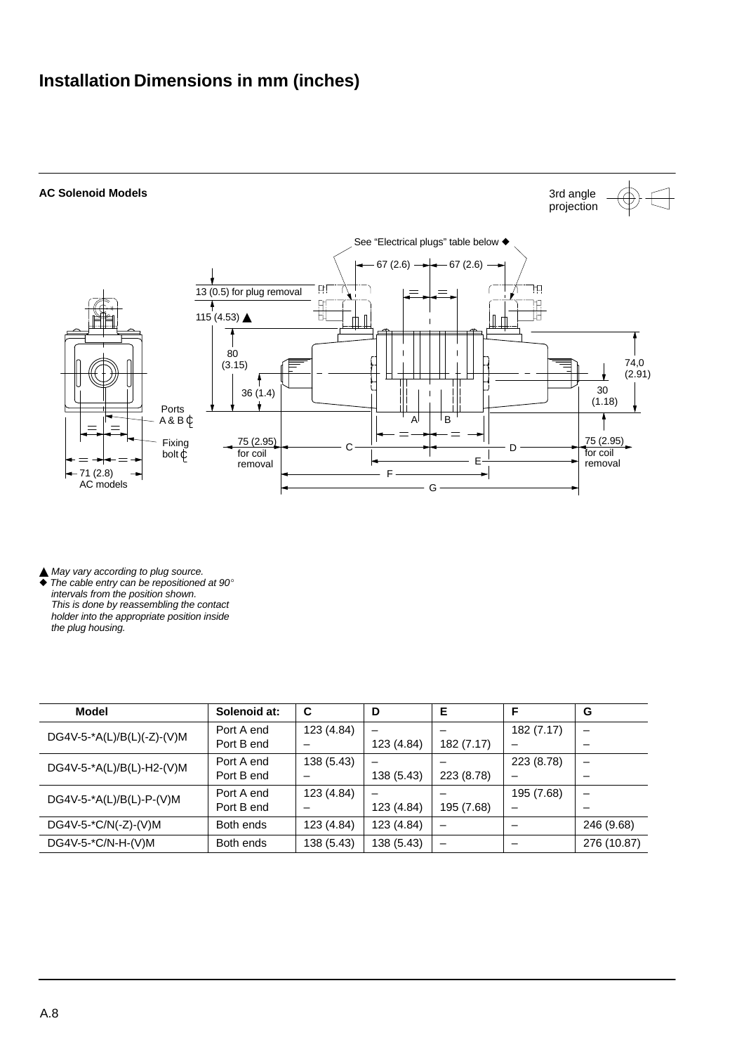# Installation Dimensions in mm (inches)

**AC Solenoid Models**

3rd angle projection

See "Electrical plugs" table below ◆

67 (2.6) 67 (2.6)

13 (0.5) for plug removal

115 (4.53) ▲

80 (3.15)

36 (1.4)

74,0 (2.91)

30 (1.18)

Ports A & B ℄

Fixing bolt ℄

71 (2.8) AC models

75 (2.95) for coil removal

75 (2.95) for coil removal

A B C D E F G

▲ *May vary according to plug source.*

◆ *The cable entry can be repositioned at 90° intervals from the position shown. This is done by reassembling the contact holder into the appropriate position inside the plug housing.*

| Model | Solenoid at: | C | D | E | F | G |
|---|---|---|---|---|---|---|
| DG4V-5-*A(L)/B(L)(-Z)-(V)M | Port A end<br>Port B end | 123 (4.84)<br>– | –<br>123 (4.84) | –<br>182 (7.17) | 182 (7.17)<br>– | –<br>– |
| DG4V-5-*A(L)/B(L)-H2-(V)M | Port A end<br>Port B end | 138 (5.43)<br>– | –<br>138 (5.43) | –<br>223 (8.78) | 223 (8.78)<br>– | –<br>– |
| DG4V-5-*A(L)/B(L)-P-(V)M | Port A end<br>Port B end | 123 (4.84)<br>– | –<br>123 (4.84) | –<br>195 (7.68) | 195 (7.68)<br>– | –<br>– |
| DG4V-5-*C/N(-Z)-(V)M | Both ends | 123 (4.84) | 123 (4.84) | – | – | 246 (9.68) |
| DG4V-5-*C/N-H-(V)M | Both ends | 138 (5.43) | 138 (5.43) | – | – | 276 (10.87) |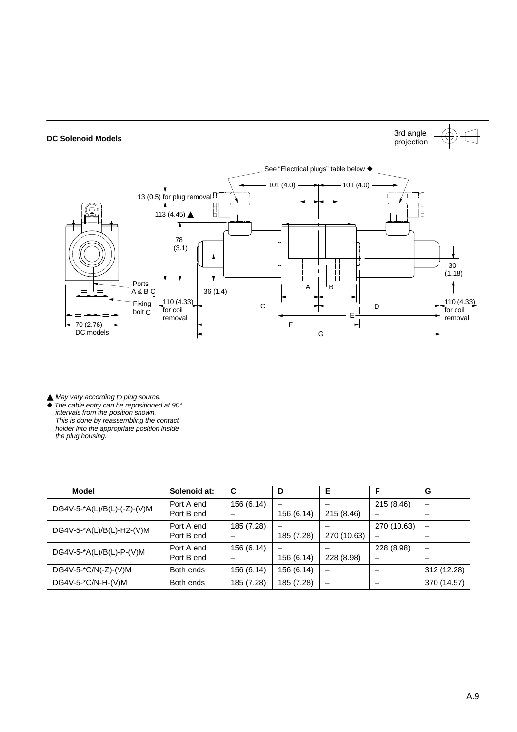## DC Solenoid Models

3rd angle projection

See "Electrical plugs" table below ◆

101 (4.0) 101 (4.0)

13 (0.5) for plug removal

113 (4.45) ▲

78 (3.1)

30 (1.18)

Ports A & B ℄

36 (1.4)

Fixing bolt ℄

110 (4.33) for coil removal

110 (4.33) for coil removal

70 (2.76) DC models

A B C D E F G

▲ *May vary according to plug source.*

◆ *The cable entry can be repositioned at 90° intervals from the position shown. This is done by reassembling the contact holder into the appropriate position inside the plug housing.*

| Model | Solenoid at: | C | D | E | F | G |
|---|---|---|---|---|---|---|
| DG4V-5-*A(L)/B(L)-(-Z)-(V)M | Port A end | 156 (6.14) | – | – | 215 (8.46) | – |
| | Port B end | – | 156 (6.14) | 215 (8.46) | – | – |
| DG4V-5-*A(L)/B(L)-H2-(V)M | Port A end | 185 (7.28) | – | – | 270 (10.63) | – |
| | Port B end | – | 185 (7.28) | 270 (10.63) | – | – |
| DG4V-5-*A(L)/B(L)-P-(V)M | Port A end | 156 (6.14) | – | – | 228 (8.98) | – |
| | Port B end | – | 156 (6.14) | 228 (8.98) | – | – |
| DG4V-5-*C/N(-Z)-(V)M | Both ends | 156 (6.14) | 156 (6.14) | – | – | 312 (12.28) |
| DG4V-5-*C/N-H-(V)M | Both ends | 185 (7.28) | 185 (7.28) | – | – | 370 (14.57) |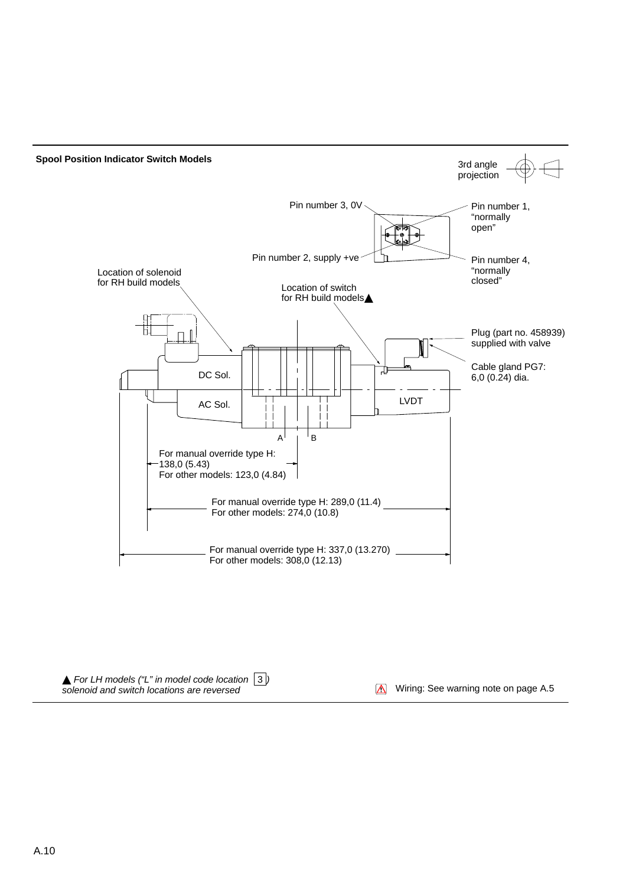## Spool Position Indicator Switch Models

3rd angle projection

Pin number 3, 0V

Pin number 1, "normally open"

Pin number 2, supply +ve

Pin number 4, "normally closed"

Location of solenoid for RH build models

Location of switch for RH build models▲

Plug (part no. 458939) supplied with valve

Cable gland PG7: 6,0 (0.24) dia.

DC Sol.

AC Sol.

LVDT

A B

For manual override type H: 138,0 (5.43)
For other models: 123,0 (4.84)

For manual override type H: 289,0 (11.4)
For other models: 274,0 (10.8)

For manual override type H: 337,0 (13.270)
For other models: 308,0 (12.13)

▲ *For LH models ("L" in model code location 3) solenoid and switch locations are reversed*

Wiring: See warning note on page A.5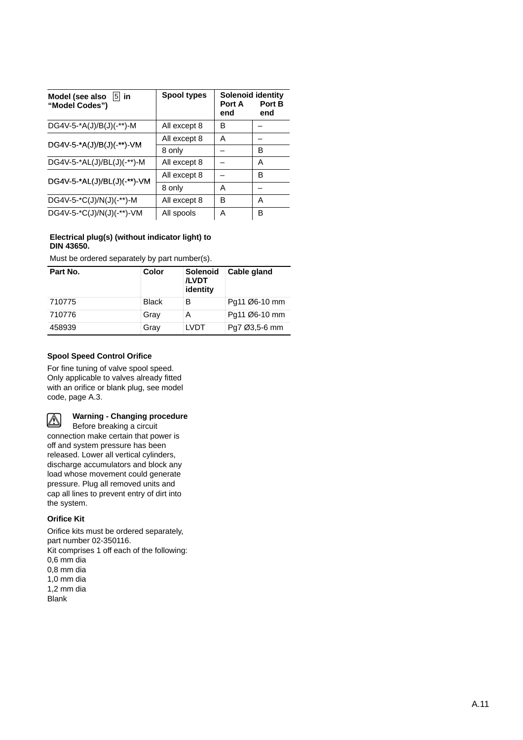| Model (see also 5 in "Model Codes") | Spool types | Solenoid identity Port A end | Port B end |
|---|---|---|---|
| DG4V-5-*A(J)/B(J)(-**)-M | All except 8 | B | – |
| DG4V-5-*A(J)/B(J)(-**)-VM | All except 8 | A | – |
| | 8 only | – | B |
| DG4V-5-*AL(J)/BL(J)(-**)-M | All except 8 | – | A |
| DG4V-5-*AL(J)/BL(J)(-**)-VM | All except 8 | – | B |
| | 8 only | A | – |
| DG4V-5-*C(J)/N(J)(-**)-M | All except 8 | B | A |
| DG4V-5-*C(J)/N(J)(-**)-VM | All spools | A | B |

**Electrical plug(s) (without indicator light) to DIN 43650.**

Must be ordered separately by part number(s).

| Part No. | Color | Solenoid /LVDT identity | Cable gland |
|---|---|---|---|
| 710775 | Black | B | Pg11 Ø6-10 mm |
| 710776 | Gray | A | Pg11 Ø6-10 mm |
| 458939 | Gray | LVDT | Pg7 Ø3,5-6 mm |

### Spool Speed Control Orifice

For fine tuning of valve spool speed. Only applicable to valves already fitted with an orifice or blank plug, see model code, page A.3.

**Warning - Changing procedure**
Before breaking a circuit connection make certain that power is off and system pressure has been released. Lower all vertical cylinders, discharge accumulators and block any load whose movement could generate pressure. Plug all removed units and cap all lines to prevent entry of dirt into the system.

### Orifice Kit

Orifice kits must be ordered separately, part number 02-350116.
Kit comprises 1 off each of the following:
0,6 mm dia
0,8 mm dia
1,0 mm dia
1,2 mm dia
Blank